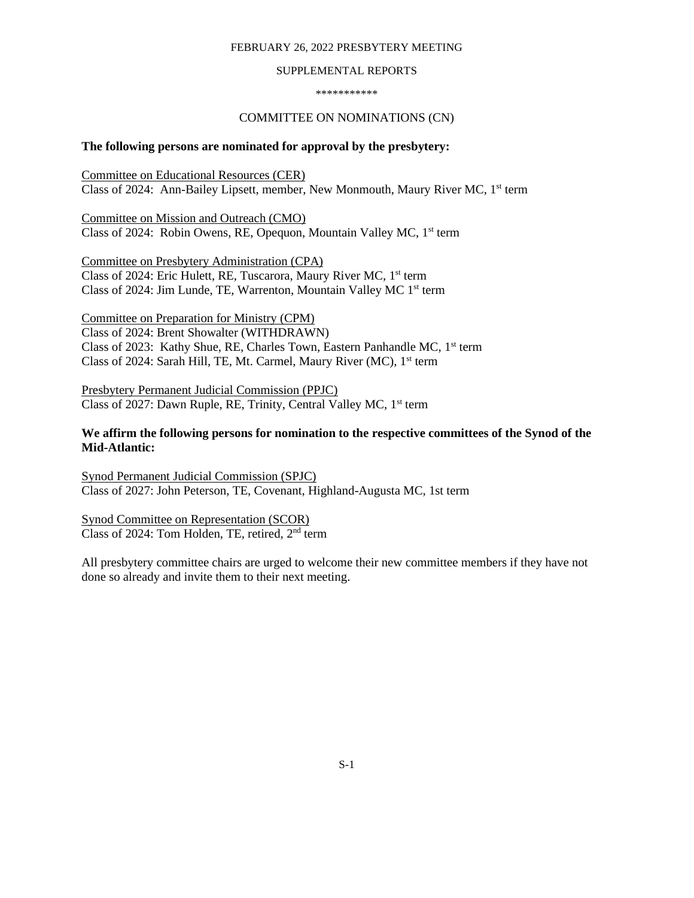FEBRUARY 26, 2022 PRESBYTERY MEETING

SUPPLEMENTAL REPORTS

***********

COMMITTEE ON NOMINATIONS (CN)

**The following persons are nominated for approval by the presbytery:**

Committee on Educational Resources (CER)
Class of 2024: Ann-Bailey Lipsett, member, New Monmouth, Maury River MC, 1st term

Committee on Mission and Outreach (CMO)
Class of 2024: Robin Owens, RE, Opequon, Mountain Valley MC, 1st term

Committee on Presbytery Administration (CPA)
Class of 2024: Eric Hulett, RE, Tuscarora, Maury River MC, 1st term
Class of 2024: Jim Lunde, TE, Warrenton, Mountain Valley MC 1st term

Committee on Preparation for Ministry (CPM)
Class of 2024: Brent Showalter (WITHDRAWN)
Class of 2023: Kathy Shue, RE, Charles Town, Eastern Panhandle MC, 1st term
Class of 2024: Sarah Hill, TE, Mt. Carmel, Maury River (MC), 1st term

Presbytery Permanent Judicial Commission (PPJC)
Class of 2027: Dawn Ruple, RE, Trinity, Central Valley MC, 1st term

**We affirm the following persons for nomination to the respective committees of the Synod of the Mid-Atlantic:**

Synod Permanent Judicial Commission (SPJC)
Class of 2027: John Peterson, TE, Covenant, Highland-Augusta MC, 1st term

Synod Committee on Representation (SCOR)
Class of 2024: Tom Holden, TE, retired, 2nd term

All presbytery committee chairs are urged to welcome their new committee members if they have not done so already and invite them to their next meeting.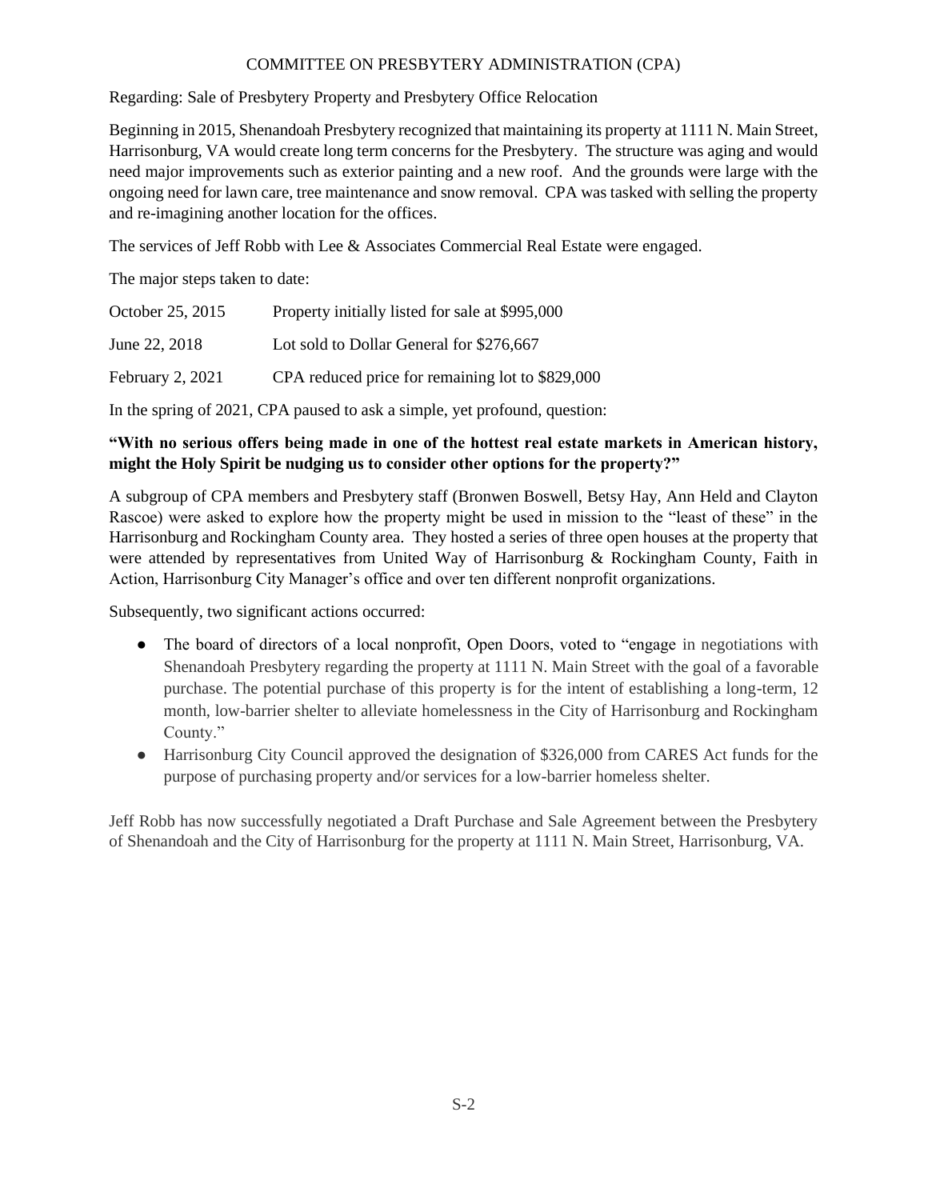# COMMITTEE ON PRESBYTERY ADMINISTRATION (CPA)

Regarding: Sale of Presbytery Property and Presbytery Office Relocation

Beginning in 2015, Shenandoah Presbytery recognized that maintaining its property at 1111 N. Main Street, Harrisonburg, VA would create long term concerns for the Presbytery. The structure was aging and would need major improvements such as exterior painting and a new roof. And the grounds were large with the ongoing need for lawn care, tree maintenance and snow removal. CPA was tasked with selling the property and re-imagining another location for the offices.

The services of Jeff Robb with Lee & Associates Commercial Real Estate were engaged.

The major steps taken to date:

| | |
|---|---|
| October 25, 2015 | Property initially listed for sale at $995,000 |
| June 22, 2018 | Lot sold to Dollar General for $276,667 |
| February 2, 2021 | CPA reduced price for remaining lot to $829,000 |

In the spring of 2021, CPA paused to ask a simple, yet profound, question:

**"With no serious offers being made in one of the hottest real estate markets in American history, might the Holy Spirit be nudging us to consider other options for the property?"**

A subgroup of CPA members and Presbytery staff (Bronwen Boswell, Betsy Hay, Ann Held and Clayton Rascoe) were asked to explore how the property might be used in mission to the "least of these" in the Harrisonburg and Rockingham County area. They hosted a series of three open houses at the property that were attended by representatives from United Way of Harrisonburg & Rockingham County, Faith in Action, Harrisonburg City Manager's office and over ten different nonprofit organizations.

Subsequently, two significant actions occurred:

- The board of directors of a local nonprofit, Open Doors, voted to "engage in negotiations with Shenandoah Presbytery regarding the property at 1111 N. Main Street with the goal of a favorable purchase. The potential purchase of this property is for the intent of establishing a long-term, 12 month, low-barrier shelter to alleviate homelessness in the City of Harrisonburg and Rockingham County."
- Harrisonburg City Council approved the designation of $326,000 from CARES Act funds for the purpose of purchasing property and/or services for a low-barrier homeless shelter.

Jeff Robb has now successfully negotiated a Draft Purchase and Sale Agreement between the Presbytery of Shenandoah and the City of Harrisonburg for the property at 1111 N. Main Street, Harrisonburg, VA.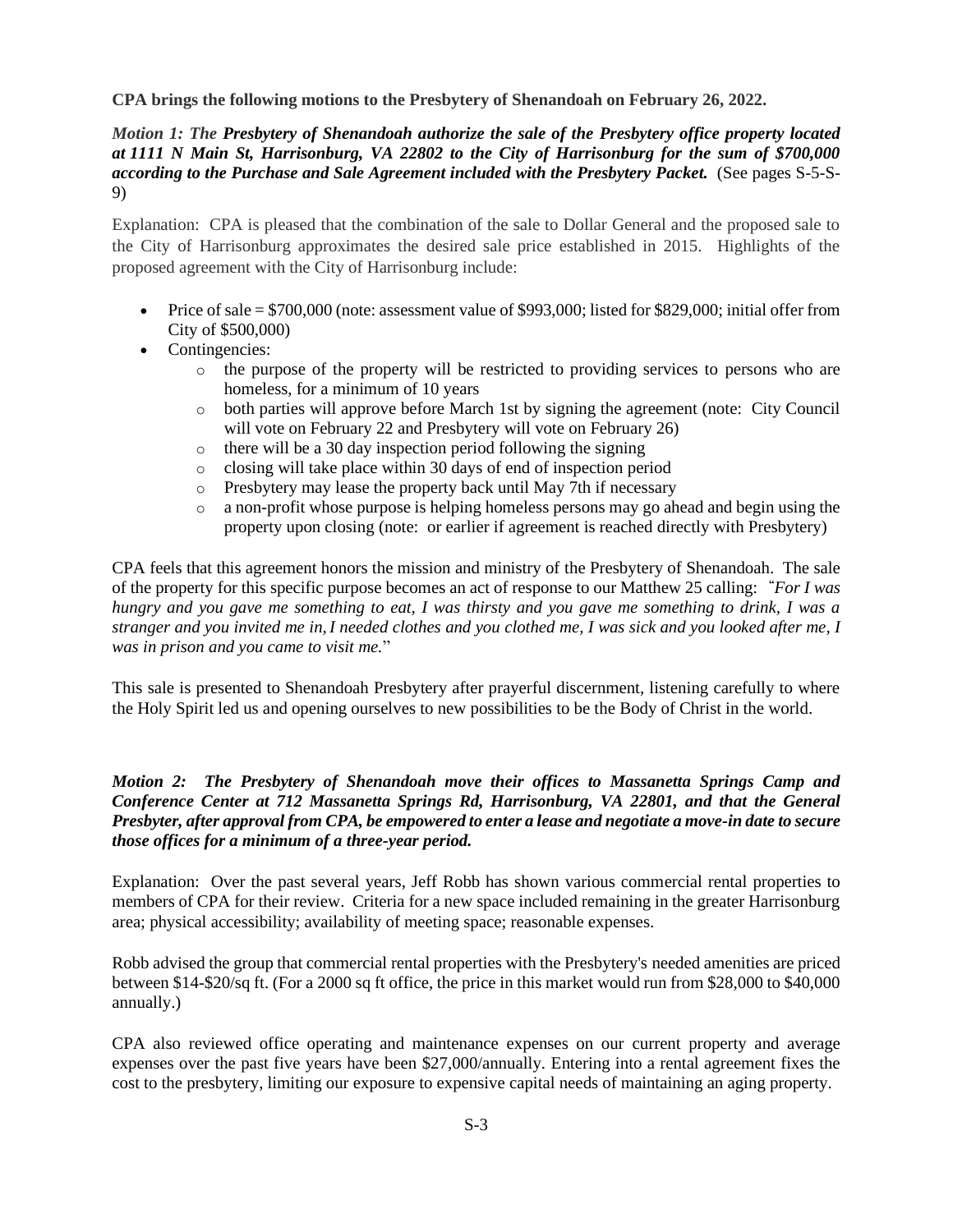**CPA brings the following motions to the Presbytery of Shenandoah on February 26, 2022.**

***Motion 1: The Presbytery of Shenandoah authorize the sale of the Presbytery office property located at 1111 N Main St, Harrisonburg, VA 22802 to the City of Harrisonburg for the sum of $700,000 according to the Purchase and Sale Agreement included with the Presbytery Packet.*** (See pages S-5-S-9)

Explanation: CPA is pleased that the combination of the sale to Dollar General and the proposed sale to the City of Harrisonburg approximates the desired sale price established in 2015. Highlights of the proposed agreement with the City of Harrisonburg include:

- Price of sale = $700,000 (note: assessment value of $993,000; listed for $829,000; initial offer from City of $500,000)
- Contingencies:
  - the purpose of the property will be restricted to providing services to persons who are homeless, for a minimum of 10 years
  - both parties will approve before March 1st by signing the agreement (note: City Council will vote on February 22 and Presbytery will vote on February 26)
  - there will be a 30 day inspection period following the signing
  - closing will take place within 30 days of end of inspection period
  - Presbytery may lease the property back until May 7th if necessary
  - a non-profit whose purpose is helping homeless persons may go ahead and begin using the property upon closing (note: or earlier if agreement is reached directly with Presbytery)

CPA feels that this agreement honors the mission and ministry of the Presbytery of Shenandoah. The sale of the property for this specific purpose becomes an act of response to our Matthew 25 calling: "*For I was hungry and you gave me something to eat, I was thirsty and you gave me something to drink, I was a stranger and you invited me in, I needed clothes and you clothed me, I was sick and you looked after me, I was in prison and you came to visit me.*"

This sale is presented to Shenandoah Presbytery after prayerful discernment, listening carefully to where the Holy Spirit led us and opening ourselves to new possibilities to be the Body of Christ in the world.

***Motion 2: The Presbytery of Shenandoah move their offices to Massanetta Springs Camp and Conference Center at 712 Massanetta Springs Rd, Harrisonburg, VA 22801, and that the General Presbyter, after approval from CPA, be empowered to enter a lease and negotiate a move-in date to secure those offices for a minimum of a three-year period.***

Explanation: Over the past several years, Jeff Robb has shown various commercial rental properties to members of CPA for their review. Criteria for a new space included remaining in the greater Harrisonburg area; physical accessibility; availability of meeting space; reasonable expenses.

Robb advised the group that commercial rental properties with the Presbytery's needed amenities are priced between $14-$20/sq ft. (For a 2000 sq ft office, the price in this market would run from $28,000 to $40,000 annually.)

CPA also reviewed office operating and maintenance expenses on our current property and average expenses over the past five years have been $27,000/annually. Entering into a rental agreement fixes the cost to the presbytery, limiting our exposure to expensive capital needs of maintaining an aging property.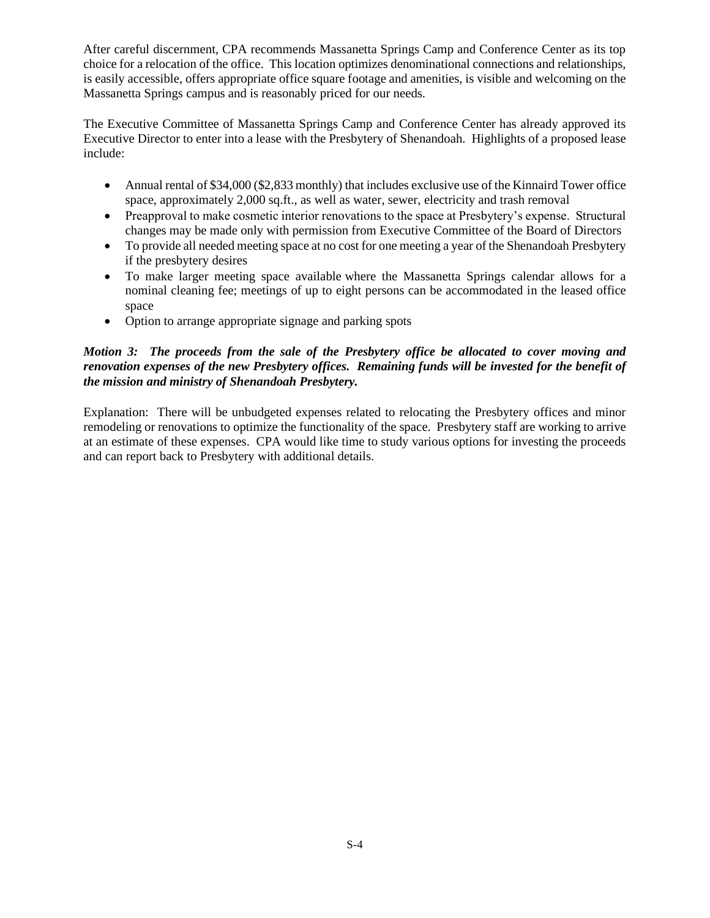After careful discernment, CPA recommends Massanetta Springs Camp and Conference Center as its top choice for a relocation of the office. This location optimizes denominational connections and relationships, is easily accessible, offers appropriate office square footage and amenities, is visible and welcoming on the Massanetta Springs campus and is reasonably priced for our needs.

The Executive Committee of Massanetta Springs Camp and Conference Center has already approved its Executive Director to enter into a lease with the Presbytery of Shenandoah. Highlights of a proposed lease include:

- Annual rental of $34,000 ($2,833 monthly) that includes exclusive use of the Kinnaird Tower office space, approximately 2,000 sq.ft., as well as water, sewer, electricity and trash removal
- Preapproval to make cosmetic interior renovations to the space at Presbytery's expense. Structural changes may be made only with permission from Executive Committee of the Board of Directors
- To provide all needed meeting space at no cost for one meeting a year of the Shenandoah Presbytery if the presbytery desires
- To make larger meeting space available where the Massanetta Springs calendar allows for a nominal cleaning fee; meetings of up to eight persons can be accommodated in the leased office space
- Option to arrange appropriate signage and parking spots

***Motion 3: The proceeds from the sale of the Presbytery office be allocated to cover moving and renovation expenses of the new Presbytery offices. Remaining funds will be invested for the benefit of the mission and ministry of Shenandoah Presbytery.***

Explanation: There will be unbudgeted expenses related to relocating the Presbytery offices and minor remodeling or renovations to optimize the functionality of the space. Presbytery staff are working to arrive at an estimate of these expenses. CPA would like time to study various options for investing the proceeds and can report back to Presbytery with additional details.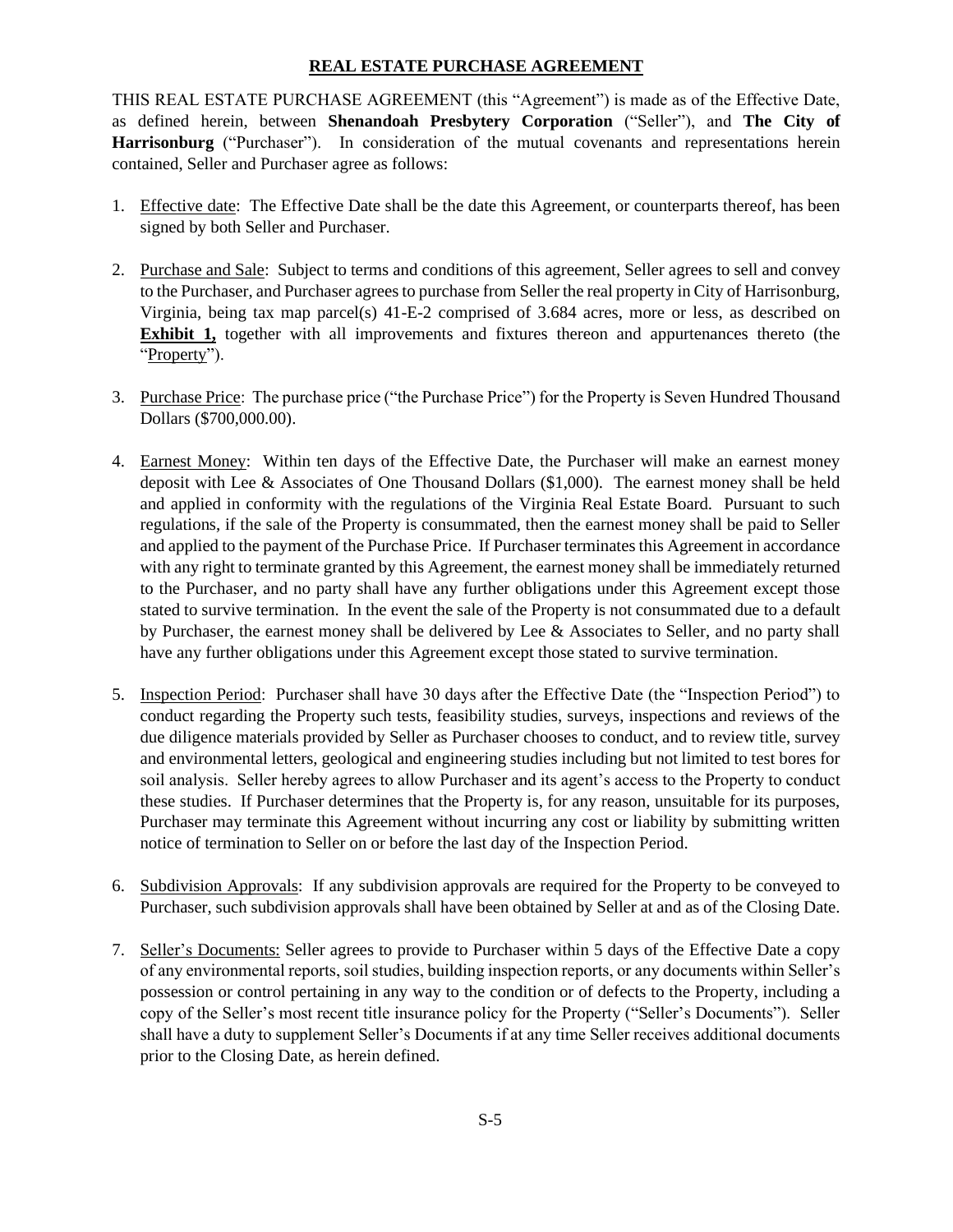# REAL ESTATE PURCHASE AGREEMENT

THIS REAL ESTATE PURCHASE AGREEMENT (this "Agreement") is made as of the Effective Date, as defined herein, between **Shenandoah Presbytery Corporation** ("Seller"), and **The City of Harrisonburg** ("Purchaser"). In consideration of the mutual covenants and representations herein contained, Seller and Purchaser agree as follows:

1. Effective date: The Effective Date shall be the date this Agreement, or counterparts thereof, has been signed by both Seller and Purchaser.

2. Purchase and Sale: Subject to terms and conditions of this agreement, Seller agrees to sell and convey to the Purchaser, and Purchaser agrees to purchase from Seller the real property in City of Harrisonburg, Virginia, being tax map parcel(s) 41-E-2 comprised of 3.684 acres, more or less, as described on **Exhibit 1,** together with all improvements and fixtures thereon and appurtenances thereto (the "Property").

3. Purchase Price: The purchase price ("the Purchase Price") for the Property is Seven Hundred Thousand Dollars ($700,000.00).

4. Earnest Money: Within ten days of the Effective Date, the Purchaser will make an earnest money deposit with Lee & Associates of One Thousand Dollars ($1,000). The earnest money shall be held and applied in conformity with the regulations of the Virginia Real Estate Board. Pursuant to such regulations, if the sale of the Property is consummated, then the earnest money shall be paid to Seller and applied to the payment of the Purchase Price. If Purchaser terminates this Agreement in accordance with any right to terminate granted by this Agreement, the earnest money shall be immediately returned to the Purchaser, and no party shall have any further obligations under this Agreement except those stated to survive termination. In the event the sale of the Property is not consummated due to a default by Purchaser, the earnest money shall be delivered by Lee & Associates to Seller, and no party shall have any further obligations under this Agreement except those stated to survive termination.

5. Inspection Period: Purchaser shall have 30 days after the Effective Date (the "Inspection Period") to conduct regarding the Property such tests, feasibility studies, surveys, inspections and reviews of the due diligence materials provided by Seller as Purchaser chooses to conduct, and to review title, survey and environmental letters, geological and engineering studies including but not limited to test bores for soil analysis. Seller hereby agrees to allow Purchaser and its agent's access to the Property to conduct these studies. If Purchaser determines that the Property is, for any reason, unsuitable for its purposes, Purchaser may terminate this Agreement without incurring any cost or liability by submitting written notice of termination to Seller on or before the last day of the Inspection Period.

6. Subdivision Approvals: If any subdivision approvals are required for the Property to be conveyed to Purchaser, such subdivision approvals shall have been obtained by Seller at and as of the Closing Date.

7. Seller's Documents: Seller agrees to provide to Purchaser within 5 days of the Effective Date a copy of any environmental reports, soil studies, building inspection reports, or any documents within Seller's possession or control pertaining in any way to the condition or of defects to the Property, including a copy of the Seller's most recent title insurance policy for the Property ("Seller's Documents"). Seller shall have a duty to supplement Seller's Documents if at any time Seller receives additional documents prior to the Closing Date, as herein defined.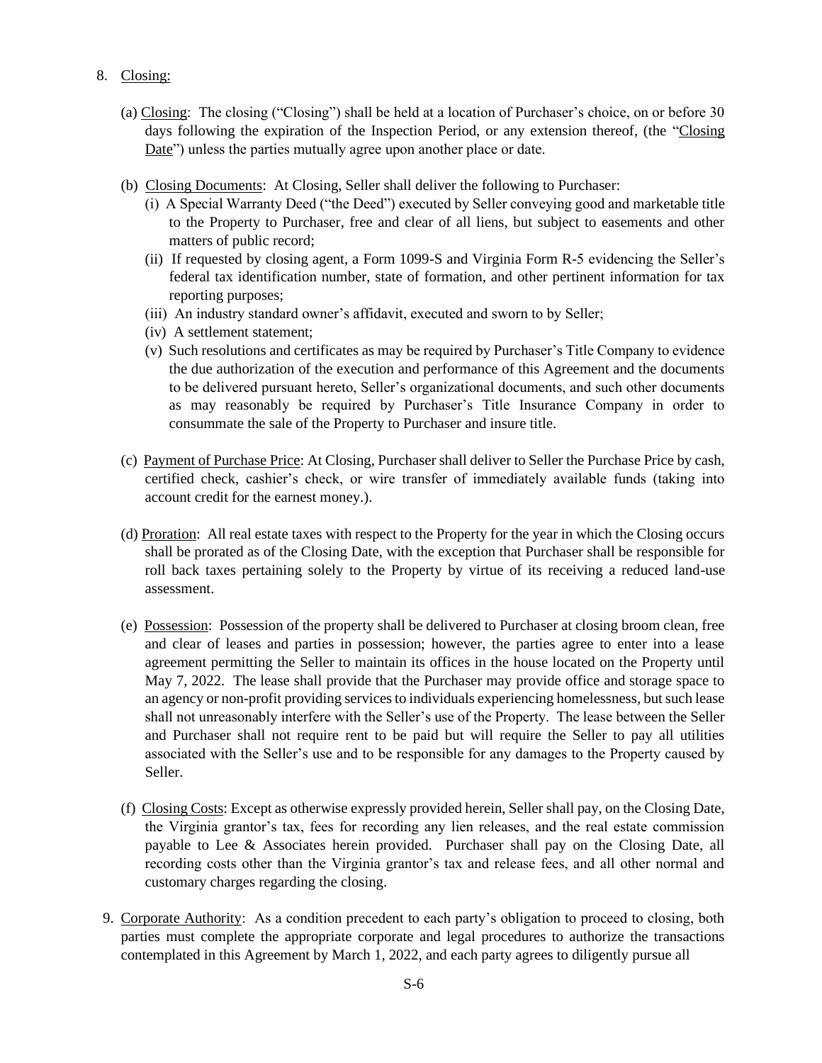8. Closing:

   (a) Closing: The closing ("Closing") shall be held at a location of Purchaser's choice, on or before 30 days following the expiration of the Inspection Period, or any extension thereof, (the "Closing Date") unless the parties mutually agree upon another place or date.

   (b) Closing Documents: At Closing, Seller shall deliver the following to Purchaser:

      (i) A Special Warranty Deed ("the Deed") executed by Seller conveying good and marketable title to the Property to Purchaser, free and clear of all liens, but subject to easements and other matters of public record;

      (ii) If requested by closing agent, a Form 1099-S and Virginia Form R-5 evidencing the Seller's federal tax identification number, state of formation, and other pertinent information for tax reporting purposes;

      (iii) An industry standard owner's affidavit, executed and sworn to by Seller;

      (iv) A settlement statement;

      (v) Such resolutions and certificates as may be required by Purchaser's Title Company to evidence the due authorization of the execution and performance of this Agreement and the documents to be delivered pursuant hereto, Seller's organizational documents, and such other documents as may reasonably be required by Purchaser's Title Insurance Company in order to consummate the sale of the Property to Purchaser and insure title.

   (c) Payment of Purchase Price: At Closing, Purchaser shall deliver to Seller the Purchase Price by cash, certified check, cashier's check, or wire transfer of immediately available funds (taking into account credit for the earnest money.).

   (d) Proration: All real estate taxes with respect to the Property for the year in which the Closing occurs shall be prorated as of the Closing Date, with the exception that Purchaser shall be responsible for roll back taxes pertaining solely to the Property by virtue of its receiving a reduced land-use assessment.

   (e) Possession: Possession of the property shall be delivered to Purchaser at closing broom clean, free and clear of leases and parties in possession; however, the parties agree to enter into a lease agreement permitting the Seller to maintain its offices in the house located on the Property until May 7, 2022. The lease shall provide that the Purchaser may provide office and storage space to an agency or non-profit providing services to individuals experiencing homelessness, but such lease shall not unreasonably interfere with the Seller's use of the Property. The lease between the Seller and Purchaser shall not require rent to be paid but will require the Seller to pay all utilities associated with the Seller's use and to be responsible for any damages to the Property caused by Seller.

   (f) Closing Costs: Except as otherwise expressly provided herein, Seller shall pay, on the Closing Date, the Virginia grantor's tax, fees for recording any lien releases, and the real estate commission payable to Lee & Associates herein provided. Purchaser shall pay on the Closing Date, all recording costs other than the Virginia grantor's tax and release fees, and all other normal and customary charges regarding the closing.

9. Corporate Authority: As a condition precedent to each party's obligation to proceed to closing, both parties must complete the appropriate corporate and legal procedures to authorize the transactions contemplated in this Agreement by March 1, 2022, and each party agrees to diligently pursue all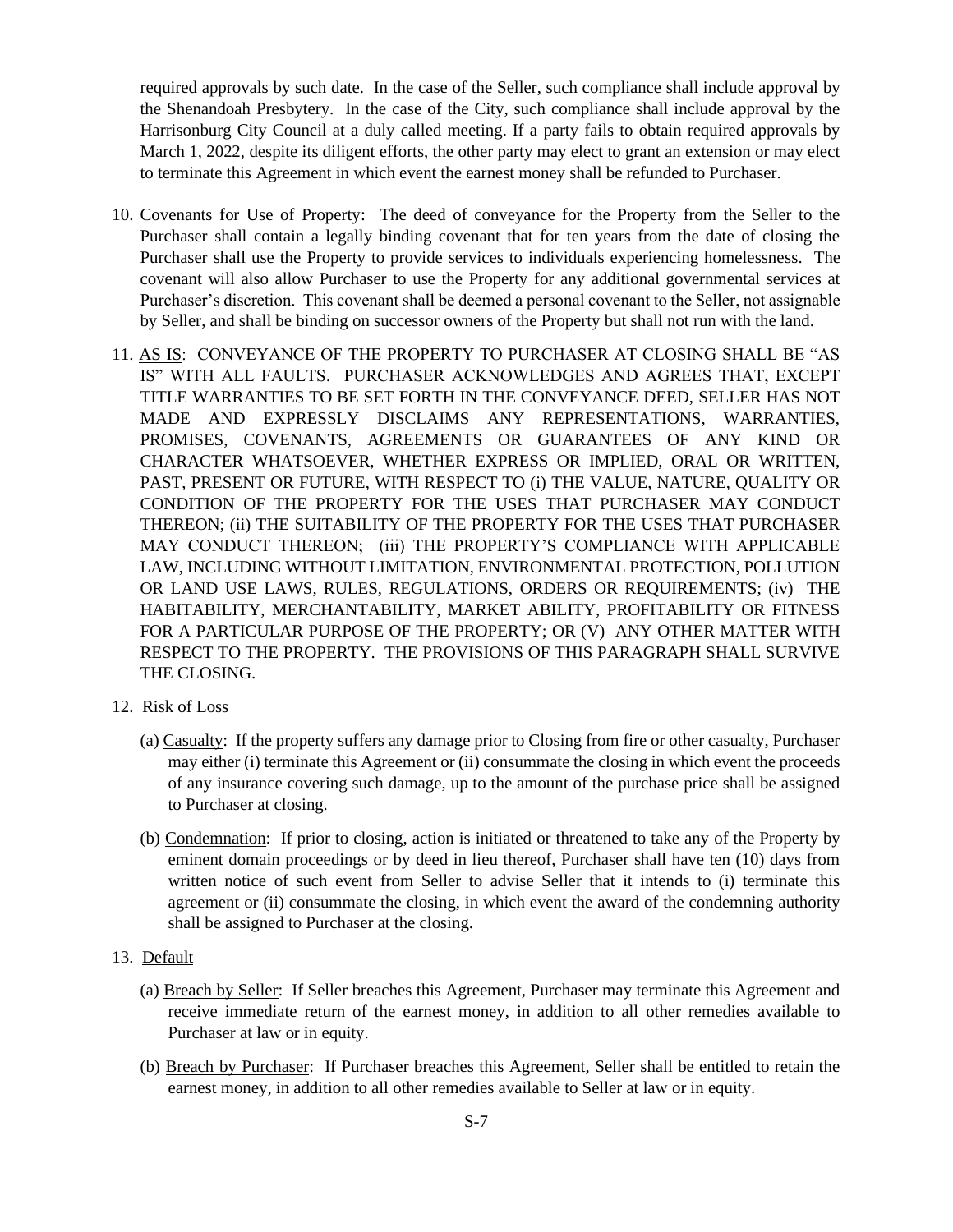required approvals by such date. In the case of the Seller, such compliance shall include approval by the Shenandoah Presbytery. In the case of the City, such compliance shall include approval by the Harrisonburg City Council at a duly called meeting. If a party fails to obtain required approvals by March 1, 2022, despite its diligent efforts, the other party may elect to grant an extension or may elect to terminate this Agreement in which event the earnest money shall be refunded to Purchaser.

10. Covenants for Use of Property: The deed of conveyance for the Property from the Seller to the Purchaser shall contain a legally binding covenant that for ten years from the date of closing the Purchaser shall use the Property to provide services to individuals experiencing homelessness. The covenant will also allow Purchaser to use the Property for any additional governmental services at Purchaser's discretion. This covenant shall be deemed a personal covenant to the Seller, not assignable by Seller, and shall be binding on successor owners of the Property but shall not run with the land.

11. AS IS: CONVEYANCE OF THE PROPERTY TO PURCHASER AT CLOSING SHALL BE "AS IS" WITH ALL FAULTS. PURCHASER ACKNOWLEDGES AND AGREES THAT, EXCEPT TITLE WARRANTIES TO BE SET FORTH IN THE CONVEYANCE DEED, SELLER HAS NOT MADE AND EXPRESSLY DISCLAIMS ANY REPRESENTATIONS, WARRANTIES, PROMISES, COVENANTS, AGREEMENTS OR GUARANTEES OF ANY KIND OR CHARACTER WHATSOEVER, WHETHER EXPRESS OR IMPLIED, ORAL OR WRITTEN, PAST, PRESENT OR FUTURE, WITH RESPECT TO (i) THE VALUE, NATURE, QUALITY OR CONDITION OF THE PROPERTY FOR THE USES THAT PURCHASER MAY CONDUCT THEREON; (ii) THE SUITABILITY OF THE PROPERTY FOR THE USES THAT PURCHASER MAY CONDUCT THEREON; (iii) THE PROPERTY'S COMPLIANCE WITH APPLICABLE LAW, INCLUDING WITHOUT LIMITATION, ENVIRONMENTAL PROTECTION, POLLUTION OR LAND USE LAWS, RULES, REGULATIONS, ORDERS OR REQUIREMENTS; (iv) THE HABITABILITY, MERCHANTABILITY, MARKET ABILITY, PROFITABILITY OR FITNESS FOR A PARTICULAR PURPOSE OF THE PROPERTY; OR (V) ANY OTHER MATTER WITH RESPECT TO THE PROPERTY. THE PROVISIONS OF THIS PARAGRAPH SHALL SURVIVE THE CLOSING.

12. Risk of Loss

    (a) Casualty: If the property suffers any damage prior to Closing from fire or other casualty, Purchaser may either (i) terminate this Agreement or (ii) consummate the closing in which event the proceeds of any insurance covering such damage, up to the amount of the purchase price shall be assigned to Purchaser at closing.

    (b) Condemnation: If prior to closing, action is initiated or threatened to take any of the Property by eminent domain proceedings or by deed in lieu thereof, Purchaser shall have ten (10) days from written notice of such event from Seller to advise Seller that it intends to (i) terminate this agreement or (ii) consummate the closing, in which event the award of the condemning authority shall be assigned to Purchaser at the closing.

13. Default

    (a) Breach by Seller: If Seller breaches this Agreement, Purchaser may terminate this Agreement and receive immediate return of the earnest money, in addition to all other remedies available to Purchaser at law or in equity.

    (b) Breach by Purchaser: If Purchaser breaches this Agreement, Seller shall be entitled to retain the earnest money, in addition to all other remedies available to Seller at law or in equity.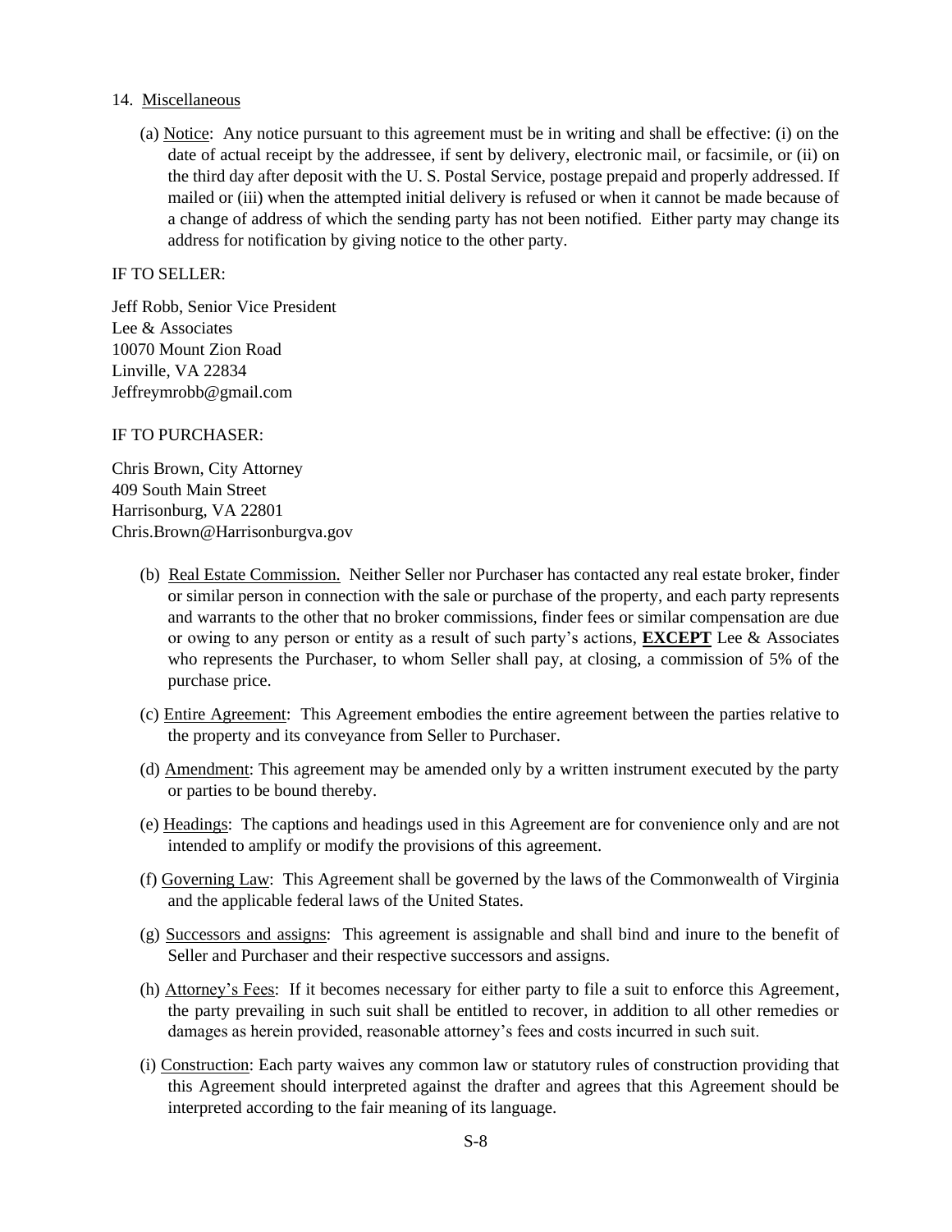14. Miscellaneous

(a) Notice: Any notice pursuant to this agreement must be in writing and shall be effective: (i) on the date of actual receipt by the addressee, if sent by delivery, electronic mail, or facsimile, or (ii) on the third day after deposit with the U. S. Postal Service, postage prepaid and properly addressed. If mailed or (iii) when the attempted initial delivery is refused or when it cannot be made because of a change of address of which the sending party has not been notified. Either party may change its address for notification by giving notice to the other party.

IF TO SELLER:

Jeff Robb, Senior Vice President
Lee & Associates
10070 Mount Zion Road
Linville, VA 22834
Jeffreymrobb@gmail.com

IF TO PURCHASER:

Chris Brown, City Attorney
409 South Main Street
Harrisonburg, VA 22801
Chris.Brown@Harrisonburgva.gov

(b) Real Estate Commission. Neither Seller nor Purchaser has contacted any real estate broker, finder or similar person in connection with the sale or purchase of the property, and each party represents and warrants to the other that no broker commissions, finder fees or similar compensation are due or owing to any person or entity as a result of such party's actions, **EXCEPT** Lee & Associates who represents the Purchaser, to whom Seller shall pay, at closing, a commission of 5% of the purchase price.

(c) Entire Agreement: This Agreement embodies the entire agreement between the parties relative to the property and its conveyance from Seller to Purchaser.

(d) Amendment: This agreement may be amended only by a written instrument executed by the party or parties to be bound thereby.

(e) Headings: The captions and headings used in this Agreement are for convenience only and are not intended to amplify or modify the provisions of this agreement.

(f) Governing Law: This Agreement shall be governed by the laws of the Commonwealth of Virginia and the applicable federal laws of the United States.

(g) Successors and assigns: This agreement is assignable and shall bind and inure to the benefit of Seller and Purchaser and their respective successors and assigns.

(h) Attorney's Fees: If it becomes necessary for either party to file a suit to enforce this Agreement, the party prevailing in such suit shall be entitled to recover, in addition to all other remedies or damages as herein provided, reasonable attorney's fees and costs incurred in such suit.

(i) Construction: Each party waives any common law or statutory rules of construction providing that this Agreement should interpreted against the drafter and agrees that this Agreement should be interpreted according to the fair meaning of its language.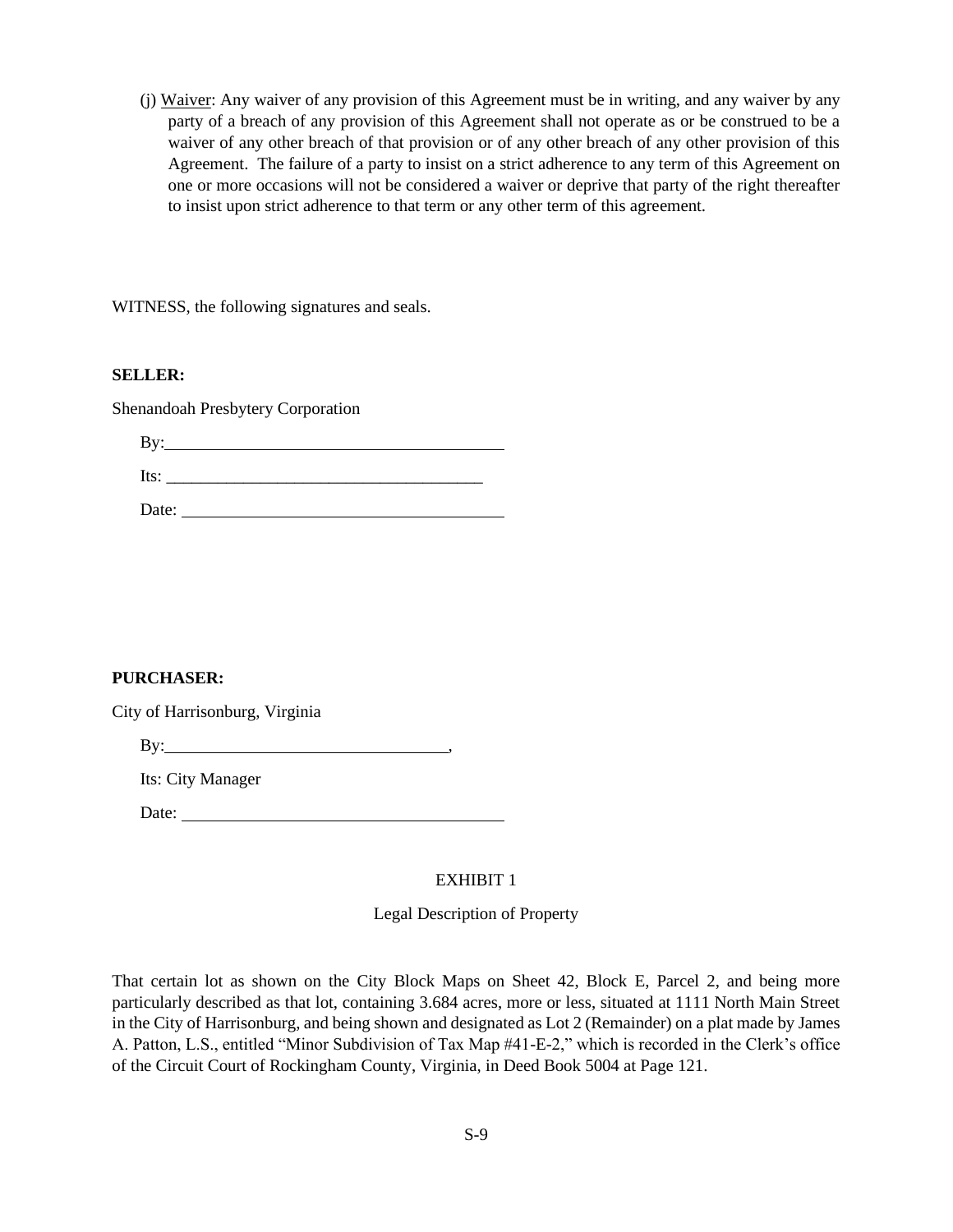(j) Waiver: Any waiver of any provision of this Agreement must be in writing, and any waiver by any party of a breach of any provision of this Agreement shall not operate as or be construed to be a waiver of any other breach of that provision or of any other breach of any other provision of this Agreement. The failure of a party to insist on a strict adherence to any term of this Agreement on one or more occasions will not be considered a waiver or deprive that party of the right thereafter to insist upon strict adherence to that term or any other term of this agreement.

WITNESS, the following signatures and seals.

**SELLER:**

Shenandoah Presbytery Corporation

By:\_\_\_\_\_\_\_\_\_\_\_\_\_\_\_\_\_\_\_\_\_\_\_\_\_\_\_\_\_\_\_\_\_\_\_\_\_\_\_\_

Its: \_\_\_\_\_\_\_\_\_\_\_\_\_\_\_\_\_\_\_\_\_\_\_\_\_\_\_\_\_\_\_\_\_\_\_\_\_\_

Date: \_\_\_\_\_\_\_\_\_\_\_\_\_\_\_\_\_\_\_\_\_\_\_\_\_\_\_\_\_\_\_\_\_\_\_\_\_\_

**PURCHASER:**

City of Harrisonburg, Virginia

By:\_\_\_\_\_\_\_\_\_\_\_\_\_\_\_\_\_\_\_\_\_\_\_\_\_\_\_\_\_\_\_\_\_\_,

Its: City Manager

Date: \_\_\_\_\_\_\_\_\_\_\_\_\_\_\_\_\_\_\_\_\_\_\_\_\_\_\_\_\_\_\_\_\_\_\_\_\_\_

EXHIBIT 1

Legal Description of Property

That certain lot as shown on the City Block Maps on Sheet 42, Block E, Parcel 2, and being more particularly described as that lot, containing 3.684 acres, more or less, situated at 1111 North Main Street in the City of Harrisonburg, and being shown and designated as Lot 2 (Remainder) on a plat made by James A. Patton, L.S., entitled "Minor Subdivision of Tax Map #41-E-2," which is recorded in the Clerk's office of the Circuit Court of Rockingham County, Virginia, in Deed Book 5004 at Page 121.